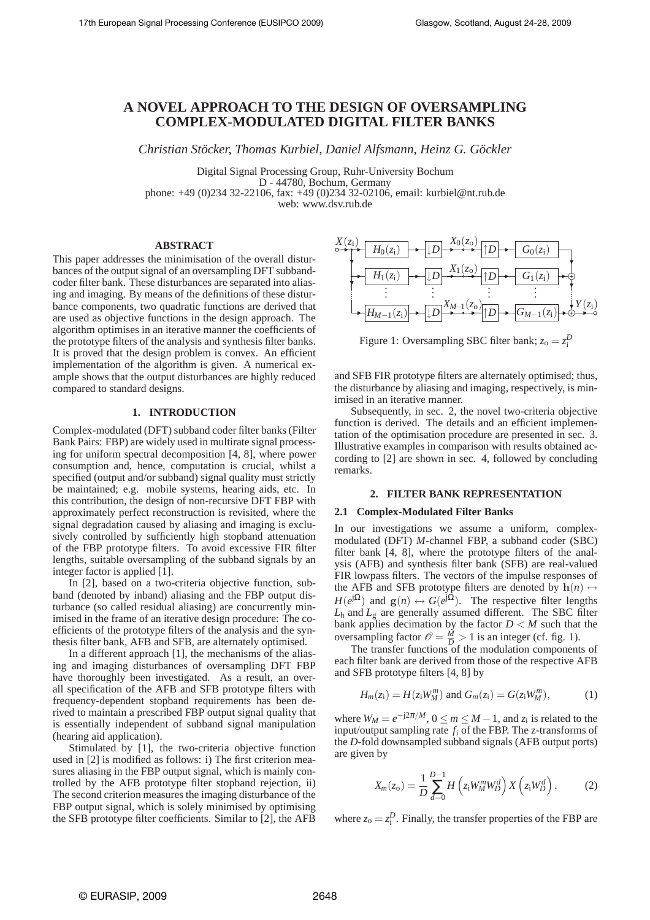# A NOVEL APPROACH TO THE DESIGN OF OVERSAMPLING COMPLEX-MODULATED DIGITAL FILTER BANKS

*Christian Stöcker, Thomas Kurbiel, Daniel Alfsmann, Heinz G. Göckler*

Digital Signal Processing Group, Ruhr-University Bochum
D - 44780, Bochum, Germany
phone: +49 (0)234 32-22106, fax: +49 (0)234 32-02106, email: kurbiel@nt.rub.de
web: www.dsv.rub.de

## ABSTRACT

This paper addresses the minimisation of the overall disturbances of the output signal of an oversampling DFT subband-coder filter bank. These disturbances are separated into aliasing and imaging. By means of the definitions of these disturbance components, two quadratic functions are derived that are used as objective functions in the design approach. The algorithm optimises in an iterative manner the coefficients of the prototype filters of the analysis and synthesis filter banks. It is proved that the design problem is convex. An efficient implementation of the algorithm is given. A numerical example shows that the output disturbances are highly reduced compared to standard designs.

## 1. INTRODUCTION

Complex-modulated (DFT) subband coder filter banks (Filter Bank Pairs: FBP) are widely used in multirate signal processing for uniform spectral decomposition [4, 8], where power consumption and, hence, computation is crucial, whilst a specified (output and/or subband) signal quality must strictly be maintained; e.g. mobile systems, hearing aids, etc. In this contribution, the design of non-recursive DFT FBP with approximately perfect reconstruction is revisited, where the signal degradation caused by aliasing and imaging is exclusively controlled by sufficiently high stopband attenuation of the FBP prototype filters. To avoid excessive FIR filter lengths, suitable oversampling of the subband signals by an integer factor is applied [1].

In [2], based on a two-criteria objective function, subband (denoted by inband) aliasing and the FBP output disturbance (so called residual aliasing) are concurrently minimised in the frame of an iterative design procedure: The coefficients of the prototype filters of the analysis and the synthesis filter bank, AFB and SFB, are alternately optimised.

In a different approach [1], the mechanisms of the aliasing and imaging disturbances of oversampling DFT FBP have thoroughly been investigated. As a result, an overall specification of the AFB and SFB prototype filters with frequency-dependent stopband requirements has been derived to maintain a prescribed FBP output signal quality that is essentially independent of subband signal manipulation (hearing aid application).

Stimulated by [1], the two-criteria objective function used in [2] is modified as follows: i) The first criterion measures aliasing in the FBP output signal, which is mainly controlled by the AFB prototype filter stopband rejection, ii) The second criterion measures the imaging disturbance of the FBP output signal, which is solely minimised by optimising the SFB prototype filter coefficients. Similar to [2], the AFB and SFB FIR prototype filters are alternately optimised; thus, the disturbance by aliasing and imaging, respectively, is minimised in an iterative manner.

Figure 1: Oversampling SBC filter bank; $z_o = z_i^D$

Subsequently, in sec. 2, the novel two-criteria objective function is derived. The details and an efficient implementation of the optimisation procedure are presented in sec. 3. Illustrative examples in comparison with results obtained according to [2] are shown in sec. 4, followed by concluding remarks.

## 2. FILTER BANK REPRESENTATION

### 2.1 Complex-Modulated Filter Banks

In our investigations we assume a uniform, complex-modulated (DFT) $M$-channel FBP, a subband coder (SBC) filter bank [4, 8], where the prototype filters of the analysis (AFB) and synthesis filter bank (SFB) are real-valued FIR lowpass filters. The vectors of the impulse responses of the AFB and SFB prototype filters are denoted by $\mathbf{h}(n) \leftrightarrow H(e^{j\Omega})$ and $\mathbf{g}(n) \leftrightarrow G(e^{j\Omega})$. The respective filter lengths $L_h$ and $L_g$ are generally assumed different. The SBC filter bank applies decimation by the factor $D < M$ such that the oversampling factor $\mathscr{O} = \frac{M}{D} > 1$ is an integer (cf. fig. 1).

The transfer functions of the modulation components of each filter bank are derived from those of the respective AFB and SFB prototype filters [4, 8] by

$$H_m(z_i) = H(z_i W_M^m) \text{ and } G_m(z_i) = G(z_i W_M^m), \tag{1}$$

where $W_M = e^{-j2\pi/M}$, $0 \le m \le M-1$, and $z_i$ is related to the input/output sampling rate $f_i$ of the FBP. The z-transforms of the $D$-fold downsampled subband signals (AFB output ports) are given by

$$X_m(z_o) = \frac{1}{D} \sum_{d=0}^{D-1} H\left(z_i W_M^m W_D^d\right) X\left(z_i W_D^d\right), \tag{2}$$

where $z_o = z_i^D$. Finally, the transfer properties of the FBP are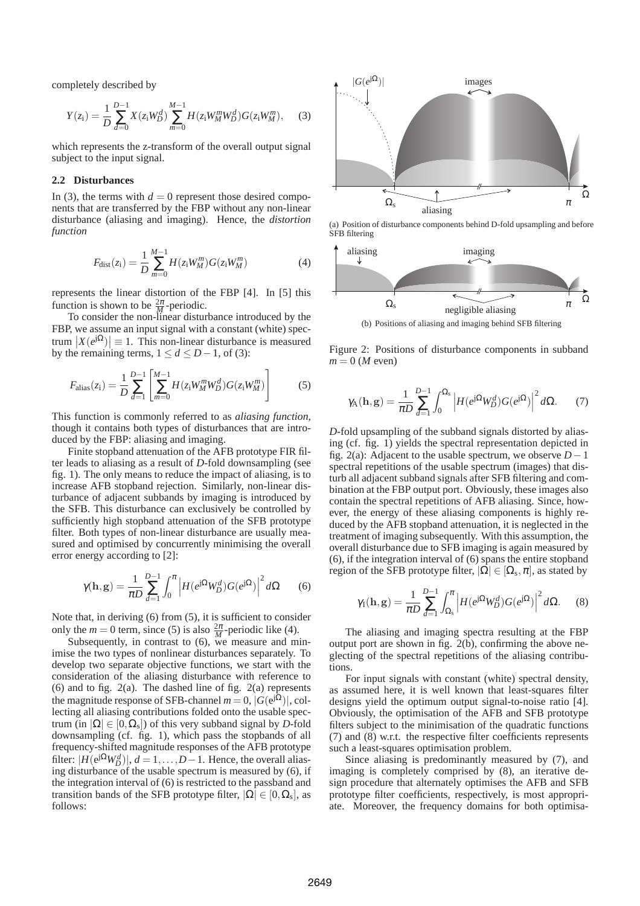completely described by

$$Y(z_i) = \frac{1}{D}\sum_{d=0}^{D-1} X(z_i W_D^d) \sum_{m=0}^{M-1} H(z_i W_M^m W_D^d) G(z_i W_M^m), \quad (3)$$

which represents the z-transform of the overall output signal subject to the input signal.

### 2.2 Disturbances

In (3), the terms with $d = 0$ represent those desired components that are transferred by the FBP without any non-linear disturbance (aliasing and imaging). Hence, the *distortion function*

$$F_{\text{dist}}(z_i) = \frac{1}{D}\sum_{m=0}^{M-1} H(z_i W_M^m) G(z_i W_M^m) \quad (4)$$

represents the linear distortion of the FBP [4]. In [5] this function is shown to be $\frac{2\pi}{M}$-periodic.

To consider the non-linear disturbance introduced by the FBP, we assume an input signal with a constant (white) spectrum $|X(e^{j\Omega})| \equiv 1$. This non-linear disturbance is measured by the remaining terms, $1 \leq d \leq D-1$, of (3):

$$F_{\text{alias}}(z_i) = \frac{1}{D}\sum_{d=1}^{D-1}\left[\sum_{m=0}^{M-1} H(z_i W_M^m W_D^d) G(z_i W_M^m)\right] \quad (5)$$

This function is commonly referred to as *aliasing function*, though it contains both types of disturbances that are introduced by the FBP: aliasing and imaging.

Finite stopband attenuation of the AFB prototype FIR filter leads to aliasing as a result of $D$-fold downsampling (see fig. 1). The only means to reduce the impact of aliasing, is to increase AFB stopband rejection. Similarly, non-linear disturbance of adjacent subbands by imaging is introduced by the SFB. This disturbance can exclusively be controlled by sufficiently high stopband attenuation of the SFB prototype filter. Both types of non-linear disturbance are usually measured and optimised by concurrently minimising the overall error energy according to [2]:

$$\gamma(\mathbf{h}, \mathbf{g}) = \frac{1}{\pi D}\sum_{d=1}^{D-1}\int_0^{\pi}\left|H(e^{j\Omega}W_D^d)G(e^{j\Omega})\right|^2 d\Omega \quad (6)$$

Note that, in deriving (6) from (5), it is sufficient to consider only the $m = 0$ term, since (5) is also $\frac{2\pi}{M}$-periodic like (4).

Subsequently, in contrast to (6), we measure and minimise the two types of nonlinear disturbances separately. To develop two separate objective functions, we start with the consideration of the aliasing disturbance with reference to (6) and to fig. 2(a). The dashed line of fig. 2(a) represents the magnitude response of SFB-channel $m = 0$, $|G(e^{j\Omega})|$, collecting all aliasing contributions folded onto the usable spectrum (in $|\Omega| \in [0, \Omega_s]$) of this very subband signal by $D$-fold downsampling (cf. fig. 1), which pass the stopbands of all frequency-shifted magnitude responses of the AFB prototype filter: $|H(e^{j\Omega}W_D^d)|$, $d = 1, \ldots, D-1$. Hence, the overall aliasing disturbance of the usable spectrum is measured by (6), if the integration interval of (6) is restricted to the passband and transition bands of the SFB prototype filter, $|\Omega| \in [0, \Omega_s]$, as follows:

(a) Position of disturbance components behind D-fold upsampling and before SFB filtering

(b) Positions of aliasing and imaging behind SFB filtering

Figure 2: Positions of disturbance components in subband $m = 0$ ($M$ even)

$$\gamma_A(\mathbf{h}, \mathbf{g}) = \frac{1}{\pi D}\sum_{d=1}^{D-1}\int_0^{\Omega_s}\left|H(e^{j\Omega}W_D^d)G(e^{j\Omega})\right|^2 d\Omega. \quad (7)$$

$D$-fold upsampling of the subband signals distorted by aliasing (cf. fig. 1) yields the spectral representation depicted in fig. 2(a): Adjacent to the usable spectrum, we observe $D-1$ spectral repetitions of the usable spectrum (images) that disturb all adjacent subband signals after SFB filtering and combination at the FBP output port. Obviously, these images also contain the spectral repetitions of AFB aliasing. Since, however, the energy of these aliasing components is highly reduced by the AFB stopband attenuation, it is neglected in the treatment of imaging subsequently. With this assumption, the overall disturbance due to SFB imaging is again measured by (6), if the integration interval of (6) spans the entire stopband region of the SFB prototype filter, $|\Omega| \in [\Omega_s, \pi]$, as stated by

$$\gamma_I(\mathbf{h}, \mathbf{g}) = \frac{1}{\pi D}\sum_{d=1}^{D-1}\int_{\Omega_s}^{\pi}\left|H(e^{j\Omega}W_D^d)G(e^{j\Omega})\right|^2 d\Omega. \quad (8)$$

The aliasing and imaging spectra resulting at the FBP output port are shown in fig. 2(b), confirming the above neglecting of the spectral repetitions of the aliasing contributions.

For input signals with constant (white) spectral density, as assumed here, it is well known that least-squares filter designs yield the optimum output signal-to-noise ratio [4]. Obviously, the optimisation of the AFB and SFB prototype filters subject to the minimisation of the quadratic functions (7) and (8) w.r.t. the respective filter coefficients represents such a least-squares optimisation problem.

Since aliasing is predominantly measured by (7), and imaging is completely comprised by (8), an iterative design procedure that alternately optimises the AFB and SFB prototype filter coefficients, respectively, is most appropriate. Moreover, the frequency domains for both optimisa-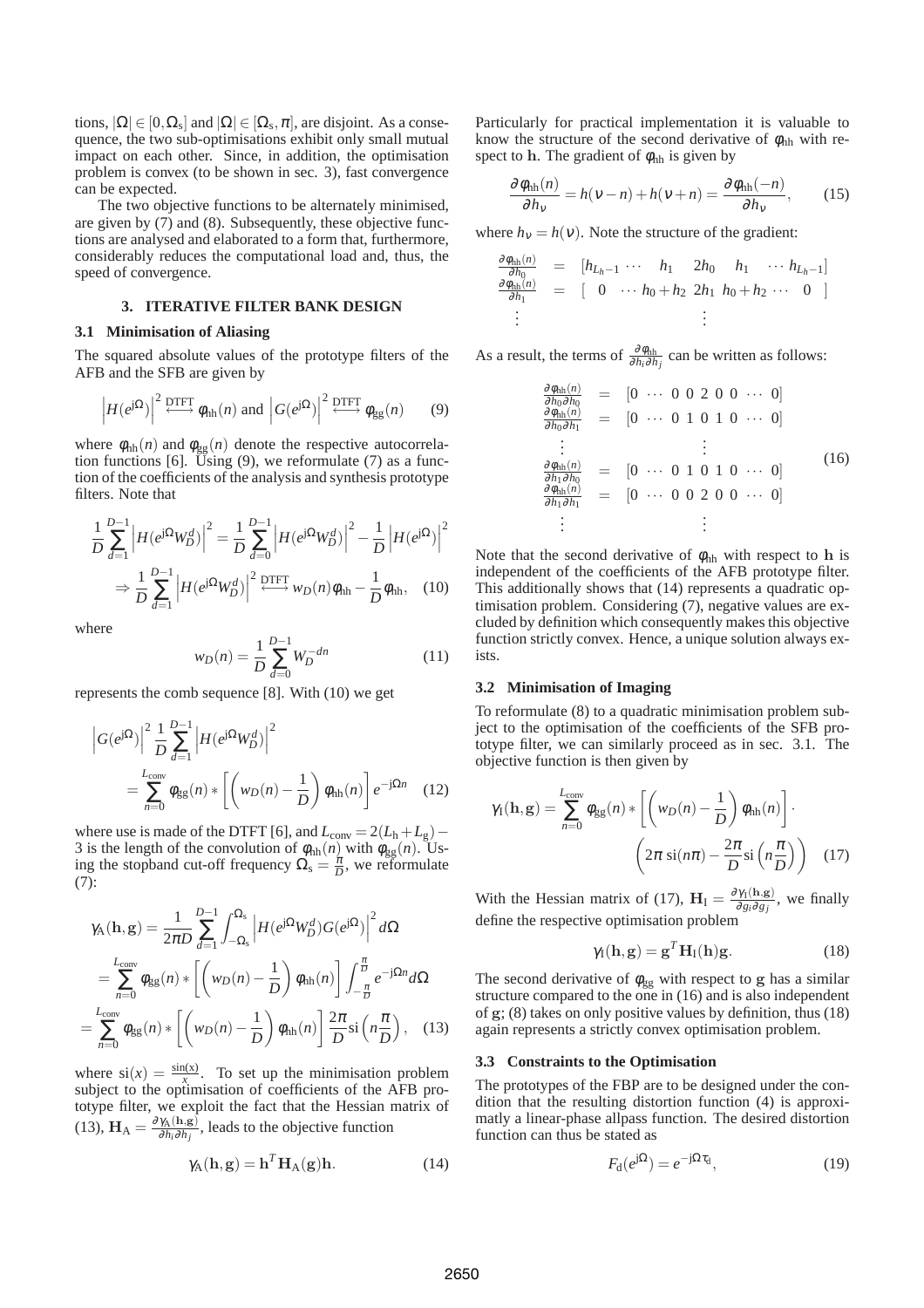tions, $|\Omega| \in [0, \Omega_\mathrm{s}]$ and $|\Omega| \in [\Omega_\mathrm{s}, \pi]$, are disjoint. As a consequence, the two sub-optimisations exhibit only small mutual impact on each other. Since, in addition, the optimisation problem is convex (to be shown in sec. 3), fast convergence can be expected.

The two objective functions to be alternately minimised, are given by (7) and (8). Subsequently, these objective functions are analysed and elaborated to a form that, furthermore, considerably reduces the computational load and, thus, the speed of convergence.

## 3. ITERATIVE FILTER BANK DESIGN

### 3.1 Minimisation of Aliasing

The squared absolute values of the prototype filters of the AFB and the SFB are given by

$$\left|H(e^{\mathrm{j}\Omega})\right|^2 \overset{\mathrm{DTFT}}{\longleftrightarrow} \phi_{\mathrm{hh}}(n) \text{ and } \left|G(e^{\mathrm{j}\Omega})\right|^2 \overset{\mathrm{DTFT}}{\longleftrightarrow} \phi_{\mathrm{gg}}(n) \qquad (9)$$

where $\phi_{\mathrm{hh}}(n)$ and $\phi_{\mathrm{gg}}(n)$ denote the respective autocorrelation functions [6]. Using (9), we reformulate (7) as a function of the coefficients of the analysis and synthesis prototype filters. Note that

$$\frac{1}{D}\sum_{d=1}^{D-1}\left|H(e^{\mathrm{j}\Omega}W_D^d)\right|^2 = \frac{1}{D}\sum_{d=0}^{D-1}\left|H(e^{\mathrm{j}\Omega}W_D^d)\right|^2 - \frac{1}{D}\left|H(e^{\mathrm{j}\Omega})\right|^2$$

$$\Rightarrow \frac{1}{D}\sum_{d=1}^{D-1}\left|H(e^{\mathrm{j}\Omega}W_D^d)\right|^2 \overset{\mathrm{DTFT}}{\longleftrightarrow} w_D(n)\phi_{\mathrm{hh}} - \frac{1}{D}\phi_{\mathrm{hh}}, \quad (10)$$

where

$$w_D(n) = \frac{1}{D}\sum_{d=0}^{D-1} W_D^{-dn} \qquad (11)$$

represents the comb sequence [8]. With (10) we get

$$\left|G(e^{\mathrm{j}\Omega})\right|^2 \frac{1}{D}\sum_{d=1}^{D-1}\left|H(e^{\mathrm{j}\Omega}W_D^d)\right|^2 = \sum_{n=0}^{L_{\mathrm{conv}}} \phi_{\mathrm{gg}}(n) * \left[\left(w_D(n) - \frac{1}{D}\right)\phi_{\mathrm{hh}}(n)\right] e^{-\mathrm{j}\Omega n} \quad (12)$$

where use is made of the DTFT [6], and $L_{\mathrm{conv}} = 2(L_\mathrm{h} + L_\mathrm{g}) - 3$ is the length of the convolution of $\phi_{\mathrm{hh}}(n)$ with $\phi_{\mathrm{gg}}(n)$. Using the stopband cut-off frequency $\Omega_\mathrm{s} = \frac{\pi}{D}$, we reformulate (7):

$$\begin{aligned}
\gamma_\mathrm{A}(\mathbf{h},\mathbf{g}) &= \frac{1}{2\pi D}\sum_{d=1}^{D-1}\int_{-\Omega_\mathrm{s}}^{\Omega_\mathrm{s}}\left|H(e^{\mathrm{j}\Omega}W_D^d)G(e^{\mathrm{j}\Omega})\right|^2 d\Omega \\
&= \sum_{n=0}^{L_{\mathrm{conv}}} \phi_{\mathrm{gg}}(n) * \left[\left(w_D(n) - \frac{1}{D}\right)\phi_{\mathrm{hh}}(n)\right]\int_{-\frac{\pi}{D}}^{\frac{\pi}{D}} e^{-\mathrm{j}\Omega n} d\Omega \\
&= \sum_{n=0}^{L_{\mathrm{conv}}} \phi_{\mathrm{gg}}(n) * \left[\left(w_D(n) - \frac{1}{D}\right)\phi_{\mathrm{hh}}(n)\right]\frac{2\pi}{D}\mathrm{si}\left(n\frac{\pi}{D}\right), \quad (13)
\end{aligned}$$

where $\mathrm{si}(x) = \frac{\sin(x)}{x}$. To set up the minimisation problem subject to the optimisation of coefficients of the AFB prototype filter, we exploit the fact that the Hessian matrix of (13), $\mathbf{H}_\mathrm{A} = \frac{\partial \gamma_\mathrm{A}(\mathbf{h},\mathbf{g})}{\partial h_i \partial h_j}$, leads to the objective function

$$\gamma_\mathrm{A}(\mathbf{h},\mathbf{g}) = \mathbf{h}^T\mathbf{H}_\mathrm{A}(\mathbf{g})\mathbf{h}. \qquad (14)$$

Particularly for practical implementation it is valuable to know the structure of the second derivative of $\phi_{\mathrm{hh}}$ with respect to $\mathbf{h}$. The gradient of $\phi_{\mathrm{hh}}$ is given by

$$\frac{\partial \phi_{\mathrm{hh}}(n)}{\partial h_\nu} = h(\nu - n) + h(\nu + n) = \frac{\partial \phi_{\mathrm{hh}}(-n)}{\partial h_\nu}, \qquad (15)$$

where $h_\nu = h(\nu)$. Note the structure of the gradient:

$$\begin{aligned}
\frac{\partial \phi_{\mathrm{hh}}(n)}{\partial h_0} &= [h_{L_h-1} \; \cdots \; h_1 \;\; 2h_0 \;\; h_1 \; \cdots \; h_{L_h-1}] \\
\frac{\partial \phi_{\mathrm{hh}}(n)}{\partial h_1} &= [\;0 \;\; \cdots \; h_0 + h_2 \;\; 2h_1 \;\; h_0 + h_2 \; \cdots \;\; 0\;] \\
&\;\;\vdots \qquad\qquad\qquad \vdots
\end{aligned}$$

As a result, the terms of $\frac{\partial \phi_{\mathrm{hh}}}{\partial h_i \partial h_j}$ can be written as follows:

$$\begin{aligned}
\frac{\partial \phi_{\mathrm{hh}}(n)}{\partial h_0 \partial h_0} &= [0 \; \cdots \; 0 \; 0 \; 2 \; 0 \; 0 \; \cdots \; 0] \\
\frac{\partial \phi_{\mathrm{hh}}(n)}{\partial h_0 \partial h_1} &= [0 \; \cdots \; 0 \; 1 \; 0 \; 1 \; 0 \; \cdots \; 0] \\
&\;\;\vdots \qquad\qquad \vdots \\
\frac{\partial \phi_{\mathrm{hh}}(n)}{\partial h_1 \partial h_0} &= [0 \; \cdots \; 0 \; 1 \; 0 \; 1 \; 0 \; \cdots \; 0] \\
\frac{\partial \phi_{\mathrm{hh}}(n)}{\partial h_1 \partial h_1} &= [0 \; \cdots \; 0 \; 0 \; 2 \; 0 \; 0 \; \cdots \; 0] \\
&\;\;\vdots \qquad\qquad \vdots
\end{aligned} \qquad (16)$$

Note that the second derivative of $\phi_{\mathrm{hh}}$ with respect to $\mathbf{h}$ is independent of the coefficients of the AFB prototype filter. This additionally shows that (14) represents a quadratic optimisation problem. Considering (7), negative values are excluded by definition which consequently makes this objective function strictly convex. Hence, a unique solution always exists.

### 3.2 Minimisation of Imaging

To reformulate (8) to a quadratic minimisation problem subject to the optimisation of the coefficients of the SFB prototype filter, we can similarly proceed as in sec. 3.1. The objective function is then given by

$$\gamma_\mathrm{I}(\mathbf{h},\mathbf{g}) = \sum_{n=0}^{L_{\mathrm{conv}}} \phi_{\mathrm{gg}}(n) * \left[\left(w_D(n) - \frac{1}{D}\right)\phi_{\mathrm{hh}}(n)\right] \cdot \left(2\pi\,\mathrm{si}(n\pi) - \frac{2\pi}{D}\mathrm{si}\left(n\frac{\pi}{D}\right)\right) \quad (17)$$

With the Hessian matrix of (17), $\mathbf{H}_\mathrm{I} = \frac{\partial \gamma_\mathrm{I}(\mathbf{h},\mathbf{g})}{\partial g_i \partial g_j}$, we finally define the respective optimisation problem

$$\gamma_\mathrm{I}(\mathbf{h},\mathbf{g}) = \mathbf{g}^T\mathbf{H}_\mathrm{I}(\mathbf{h})\mathbf{g}. \qquad (18)$$

The second derivative of $\phi_{\mathrm{gg}}$ with respect to $\mathbf{g}$ has a similar structure compared to the one in (16) and is also independent of $\mathbf{g}$; (8) takes on only positive values by definition, thus (18) again represents a strictly convex optimisation problem.

### 3.3 Constraints to the Optimisation

The prototypes of the FBP are to be designed under the condition that the resulting distortion function (4) is approximatly a linear-phase allpass function. The desired distortion function can thus be stated as

$$F_\mathrm{d}(e^{\mathrm{j}\Omega}) = e^{-\mathrm{j}\Omega\tau_\mathrm{d}}, \qquad (19)$$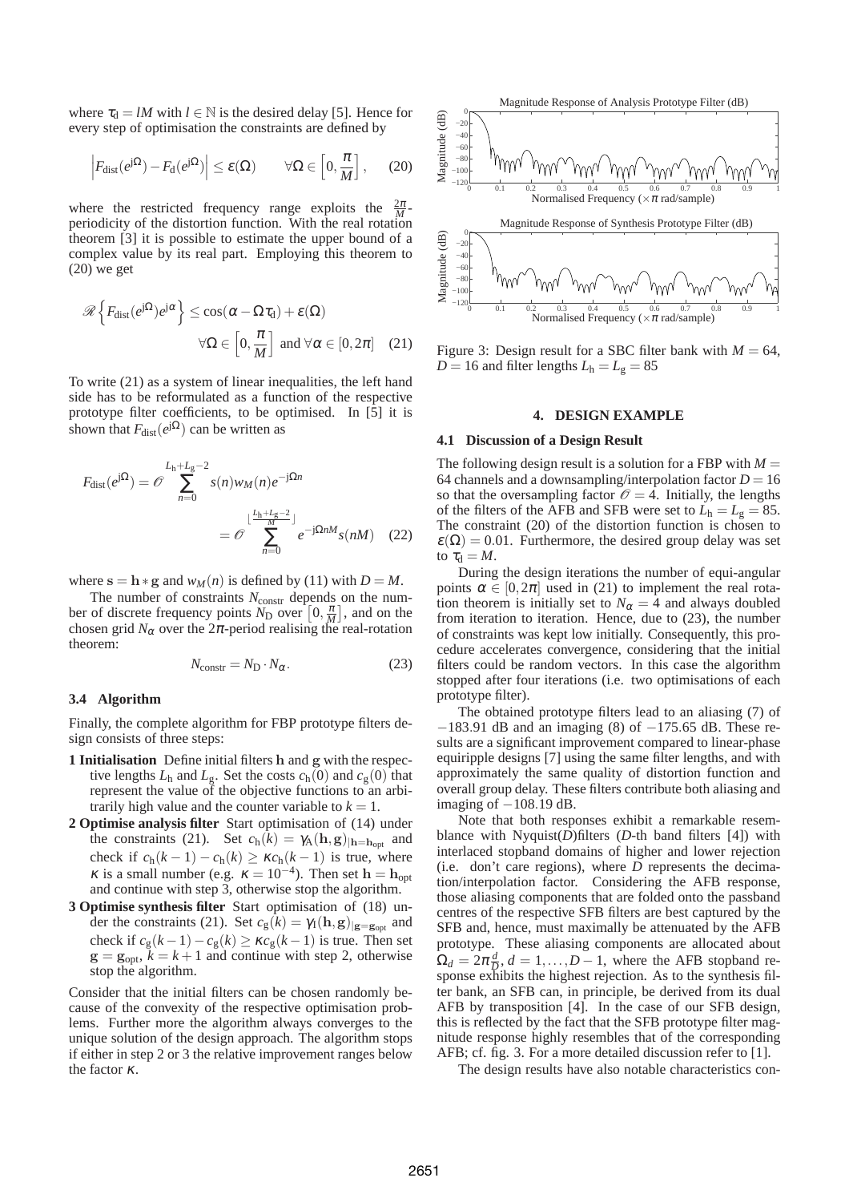where $\tau_d = lM$ with $l \in \mathbb{N}$ is the desired delay [5]. Hence for every step of optimisation the constraints are defined by

$$\left|F_{\text{dist}}(e^{j\Omega}) - F_d(e^{j\Omega})\right| \leq \varepsilon(\Omega) \qquad \forall \Omega \in \left[0, \frac{\pi}{M}\right], \qquad (20)$$

where the restricted frequency range exploits the $\frac{2\pi}{M}$-periodicity of the distortion function. With the real rotation theorem [3] it is possible to estimate the upper bound of a complex value by its real part. Employing this theorem to (20) we get

$$\mathscr{R}\left\{F_{\text{dist}}(e^{j\Omega})e^{j\alpha}\right\} \leq \cos(\alpha - \Omega\tau_d) + \varepsilon(\Omega)$$
$$\forall \Omega \in \left[0, \frac{\pi}{M}\right] \text{ and } \forall \alpha \in [0, 2\pi] \quad (21)$$

To write (21) as a system of linear inequalities, the left hand side has to be reformulated as a function of the respective prototype filter coefficients, to be optimised. In [5] it is shown that $F_{\text{dist}}(e^{j\Omega})$ can be written as

$$F_{\text{dist}}(e^{j\Omega}) = \mathscr{O} \sum_{n=0}^{L_h+L_g-2} s(n) w_M(n) e^{-j\Omega n}$$
$$= \mathscr{O} \sum_{n=0}^{\lfloor \frac{L_h+L_g-2}{M} \rfloor} e^{-j\Omega n M} s(nM) \quad (22)$$

where $\mathbf{s} = \mathbf{h} * \mathbf{g}$ and $w_M(n)$ is defined by (11) with $D = M$.

The number of constraints $N_{\text{constr}}$ depends on the number of discrete frequency points $N_D$ over $\left[0, \frac{\pi}{M}\right]$, and on the chosen grid $N_\alpha$ over the $2\pi$-period realising the real-rotation theorem:

$$N_{\text{constr}} = N_D \cdot N_\alpha. \qquad (23)$$

### 3.4 Algorithm

Finally, the complete algorithm for FBP prototype filters design consists of three steps:

- **1 Initialisation** Define initial filters $\mathbf{h}$ and $\mathbf{g}$ with the respective lengths $L_h$ and $L_g$. Set the costs $c_h(0)$ and $c_g(0)$ that represent the value of the objective functions to an arbitrarily high value and the counter variable to $k = 1$.
- **2 Optimise analysis filter** Start optimisation of (14) under the constraints (21). Set $c_h(k) = \gamma_A(\mathbf{h}, \mathbf{g})_{|\mathbf{h}=\mathbf{h}_{\text{opt}}}$ and check if $c_h(k-1) - c_h(k) \geq \kappa c_h(k-1)$ is true, where $\kappa$ is a small number (e.g. $\kappa = 10^{-4}$). Then set $\mathbf{h} = \mathbf{h}_{\text{opt}}$ and continue with step 3, otherwise stop the algorithm.
- **3 Optimise synthesis filter** Start optimisation of (18) under the constraints (21). Set $c_g(k) = \gamma_I(\mathbf{h}, \mathbf{g})_{|\mathbf{g}=\mathbf{g}_{\text{opt}}}$ and check if $c_g(k-1) - c_g(k) \geq \kappa c_g(k-1)$ is true. Then set $\mathbf{g} = \mathbf{g}_{\text{opt}}$, $k = k+1$ and continue with step 2, otherwise stop the algorithm.

Consider that the initial filters can be chosen randomly because of the convexity of the respective optimisation problems. Further more the algorithm always converges to the unique solution of the design approach. The algorithm stops if either in step 2 or 3 the relative improvement ranges below the factor $\kappa$.

Figure 3: Design result for a SBC filter bank with $M = 64$, $D = 16$ and filter lengths $L_h = L_g = 85$

## 4. DESIGN EXAMPLE

### 4.1 Discussion of a Design Result

The following design result is a solution for a FBP with $M = 64$ channels and a downsampling/interpolation factor $D = 16$ so that the oversampling factor $\mathscr{O} = 4$. Initially, the lengths of the filters of the AFB and SFB were set to $L_h = L_g = 85$. The constraint (20) of the distortion function is chosen to $\varepsilon(\Omega) = 0.01$. Furthermore, the desired group delay was set to $\tau_d = M$.

During the design iterations the number of equi-angular points $\alpha \in [0, 2\pi]$ used in (21) to implement the real rotation theorem is initially set to $N_\alpha = 4$ and always doubled from iteration to iteration. Hence, due to (23), the number of constraints was kept low initially. Consequently, this procedure accelerates convergence, considering that the initial filters could be random vectors. In this case the algorithm stopped after four iterations (i.e. two optimisations of each prototype filter).

The obtained prototype filters lead to an aliasing (7) of $-183.91$ dB and an imaging (8) of $-175.65$ dB. These results are a significant improvement compared to linear-phase equiripple designs [7] using the same filter lengths, and with approximately the same quality of distortion function and overall group delay. These filters contribute both aliasing and imaging of $-108.19$ dB.

Note that both responses exhibit a remarkable resemblance with Nyquist($D$)filters ($D$-th band filters [4]) with interlaced stopband domains of higher and lower rejection (i.e. don't care regions), where $D$ represents the decimation/interpolation factor. Considering the AFB response, those aliasing components that are folded onto the passband centres of the respective SFB filters are best captured by the SFB and, hence, must maximally be attenuated by the AFB prototype. These aliasing components are allocated about $\Omega_d = 2\pi\frac{d}{D}$, $d = 1, \ldots, D-1$, where the AFB stopband response exhibits the highest rejection. As to the synthesis filter bank, an SFB can, in principle, be derived from its dual AFB by transposition [4]. In the case of our SFB design, this is reflected by the fact that the SFB prototype filter magnitude response highly resembles that of the corresponding AFB; cf. fig. 3. For a more detailed discussion refer to [1].

The design results have also notable characteristics con-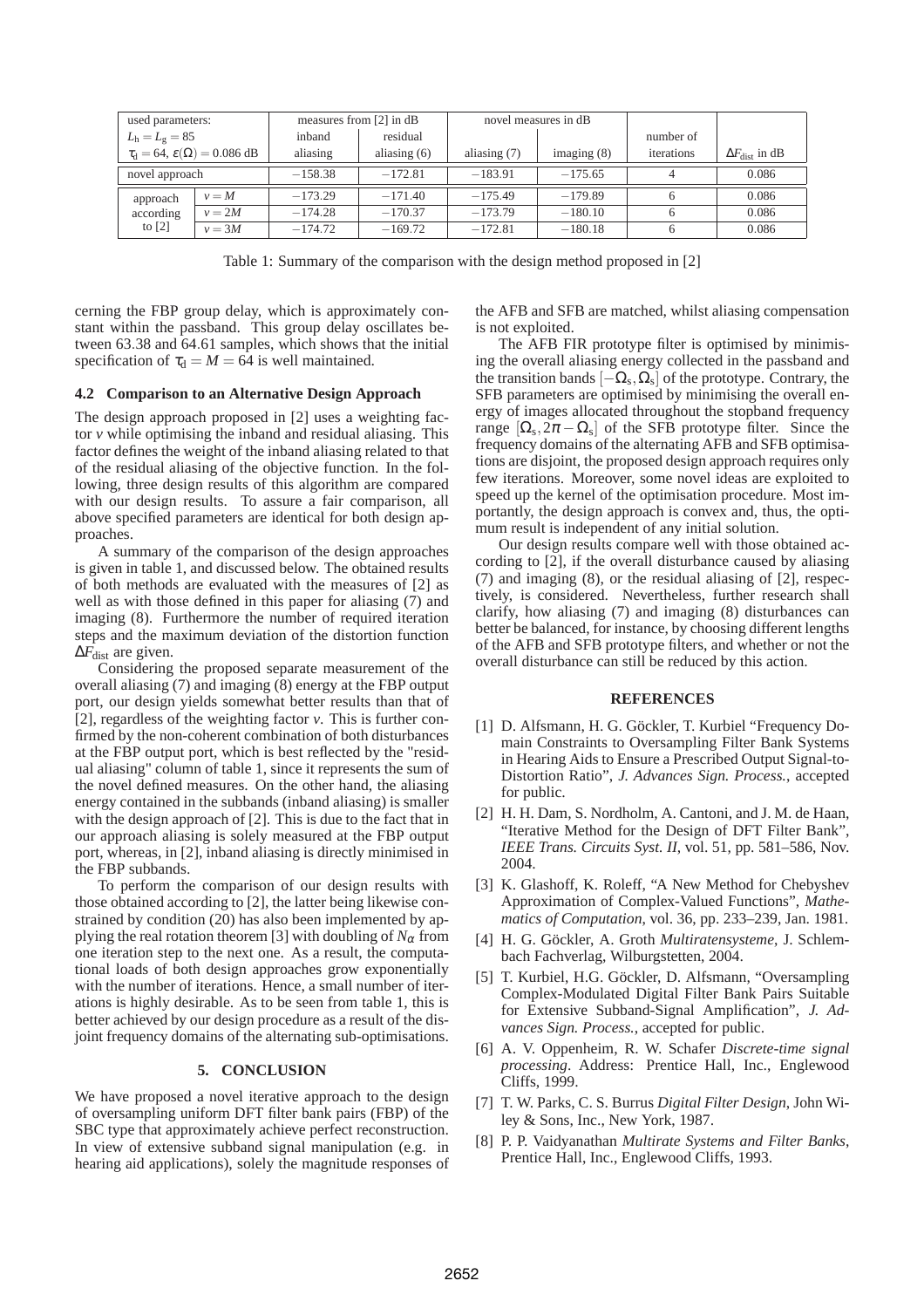| used parameters: | | measures from [2] in dB | | novel measures in dB | | | |
|---|---|---|---|---|---|---|---|
| $L_h = L_g = 85$ | | inband | residual | | | number of | |
| $\tau_d = 64$, $\varepsilon(\Omega) = 0.086$ dB | | aliasing | aliasing (6) | aliasing (7) | imaging (8) | iterations | $\Delta F_{\text{dist}}$ in dB |
| novel approach | | $-158.38$ | $-172.81$ | $-183.91$ | $-175.65$ | 4 | 0.086 |
| approach according to [2] | $v = M$ | $-173.29$ | $-171.40$ | $-175.49$ | $-179.89$ | 6 | 0.086 |
| | $v = 2M$ | $-174.28$ | $-170.37$ | $-173.79$ | $-180.10$ | 6 | 0.086 |
| | $v = 3M$ | $-174.72$ | $-169.72$ | $-172.81$ | $-180.18$ | 6 | 0.086 |

Table 1: Summary of the comparison with the design method proposed in [2]

cerning the FBP group delay, which is approximately constant within the passband. This group delay oscillates between 63.38 and 64.61 samples, which shows that the initial specification of $\tau_d = M = 64$ is well maintained.

### 4.2 Comparison to an Alternative Design Approach

The design approach proposed in [2] uses a weighting factor $v$ while optimising the inband and residual aliasing. This factor defines the weight of the inband aliasing related to that of the residual aliasing of the objective function. In the following, three design results of this algorithm are compared with our design results. To assure a fair comparison, all above specified parameters are identical for both design approaches.

A summary of the comparison of the design approaches is given in table 1, and discussed below. The obtained results of both methods are evaluated with the measures of [2] as well as with those defined in this paper for aliasing (7) and imaging (8). Furthermore the number of required iteration steps and the maximum deviation of the distortion function $\Delta F_{\text{dist}}$ are given.

Considering the proposed separate measurement of the overall aliasing (7) and imaging (8) energy at the FBP output port, our design yields somewhat better results than that of [2], regardless of the weighting factor $v$. This is further confirmed by the non-coherent combination of both disturbances at the FBP output port, which is best reflected by the "residual aliasing" column of table 1, since it represents the sum of the novel defined measures. On the other hand, the aliasing energy contained in the subbands (inband aliasing) is smaller with the design approach of [2]. This is due to the fact that in our approach aliasing is solely measured at the FBP output port, whereas, in [2], inband aliasing is directly minimised in the FBP subbands.

To perform the comparison of our design results with those obtained according to [2], the latter being likewise constrained by condition (20) has also been implemented by applying the real rotation theorem [3] with doubling of $N_\alpha$ from one iteration step to the next one. As a result, the computational loads of both design approaches grow exponentially with the number of iterations. Hence, a small number of iterations is highly desirable. As to be seen from table 1, this is better achieved by our design procedure as a result of the disjoint frequency domains of the alternating sub-optimisations.

## 5. CONCLUSION

We have proposed a novel iterative approach to the design of oversampling uniform DFT filter bank pairs (FBP) of the SBC type that approximately achieve perfect reconstruction. In view of extensive subband signal manipulation (e.g. in hearing aid applications), solely the magnitude responses of the AFB and SFB are matched, whilst aliasing compensation is not exploited.

The AFB FIR prototype filter is optimised by minimising the overall aliasing energy collected in the passband and the transition bands $[-\Omega_s, \Omega_s]$ of the prototype. Contrary, the SFB parameters are optimised by minimising the overall energy of images allocated throughout the stopband frequency range $[\Omega_s, 2\pi - \Omega_s]$ of the SFB prototype filter. Since the frequency domains of the alternating AFB and SFB optimisations are disjoint, the proposed design approach requires only few iterations. Moreover, some novel ideas are exploited to speed up the kernel of the optimisation procedure. Most importantly, the design approach is convex and, thus, the optimum result is independent of any initial solution.

Our design results compare well with those obtained according to [2], if the overall disturbance caused by aliasing (7) and imaging (8), or the residual aliasing of [2], respectively, is considered. Nevertheless, further research shall clarify, how aliasing (7) and imaging (8) disturbances can better be balanced, for instance, by choosing different lengths of the AFB and SFB prototype filters, and whether or not the overall disturbance can still be reduced by this action.

## REFERENCES

[1] D. Alfsmann, H. G. Göckler, T. Kurbiel "Frequency Domain Constraints to Oversampling Filter Bank Systems in Hearing Aids to Ensure a Prescribed Output Signal-to-Distortion Ratio", *J. Advances Sign. Process.*, accepted for public.

[2] H. H. Dam, S. Nordholm, A. Cantoni, and J. M. de Haan, "Iterative Method for the Design of DFT Filter Bank", *IEEE Trans. Circuits Syst. II*, vol. 51, pp. 581–586, Nov. 2004.

[3] K. Glashoff, K. Roleff, "A New Method for Chebyshev Approximation of Complex-Valued Functions", *Mathematics of Computation*, vol. 36, pp. 233–239, Jan. 1981.

[4] H. G. Göckler, A. Groth *Multiratensysteme*, J. Schlembach Fachverlag, Wilburgstetten, 2004.

[5] T. Kurbiel, H.G. Göckler, D. Alfsmann, "Oversampling Complex-Modulated Digital Filter Bank Pairs Suitable for Extensive Subband-Signal Amplification", *J. Advances Sign. Process.*, accepted for public.

[6] A. V. Oppenheim, R. W. Schafer *Discrete-time signal processing*. Address: Prentice Hall, Inc., Englewood Cliffs, 1999.

[7] T. W. Parks, C. S. Burrus *Digital Filter Design*, John Wiley & Sons, Inc., New York, 1987.

[8] P. P. Vaidyanathan *Multirate Systems and Filter Banks*, Prentice Hall, Inc., Englewood Cliffs, 1993.